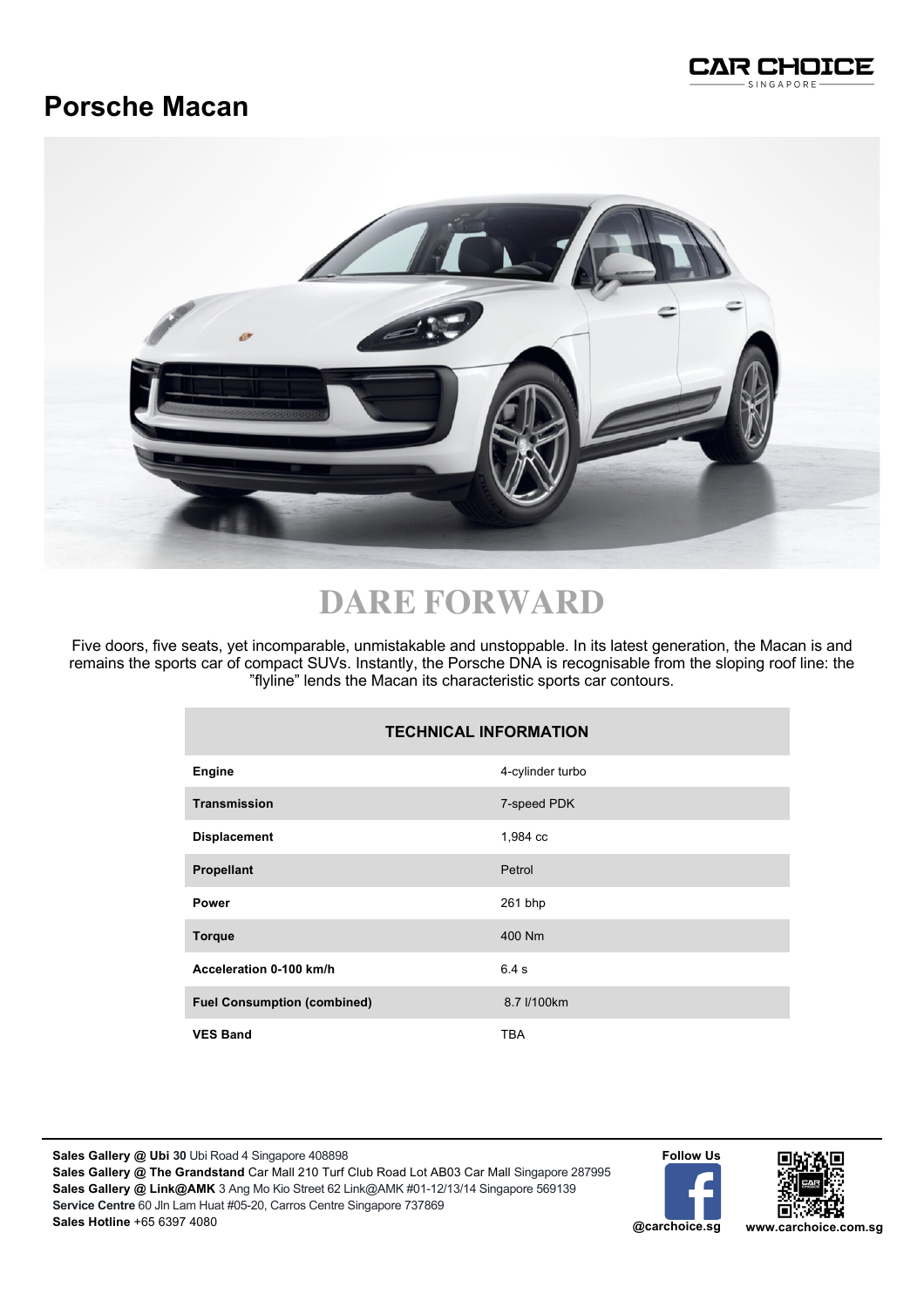# Porsche Macan

## DARE FORWARD

Five doors, five seats, yet incomparable, unmistakable and unstoppable. In its latest generation, the Macan is and remains the sports car of compact SUVs. Instantly, the Porsche DNA is recognisable from the sloping roof line: the ”flyline” lends the Macan its characteristic sports car contours.

| TECHNICAL INFORMATION | |
|---|---|
| **Engine** | 4-cylinder turbo |
| **Transmission** | 7-speed PDK |
| **Displacement** | 1,984 cc |
| **Propellant** | Petrol |
| **Power** | 261 bhp |
| **Torque** | 400 Nm |
| **Acceleration 0-100 km/h** | 6.4 s |
| **Fuel Consumption (combined)** | 8.7 l/100km |
| **VES Band** | TBA |

**Sales Gallery @ Ubi 30** Ubi Road 4 Singapore 408898
**Sales Gallery @ The Grandstand** Car Mall 210 Turf Club Road Lot AB03 Car Mall Singapore 287995
**Sales Gallery @ Link@AMK** 3 Ang Mo Kio Street 62 Link@AMK #01-12/13/14 Singapore 569139
**Service Centre** 60 Jln Lam Huat #05-20, Carros Centre Singapore 737869
**Sales Hotline** +65 6397 4080

**Follow Us**
**@carchoice.sg**
**www.carchoice.com.sg**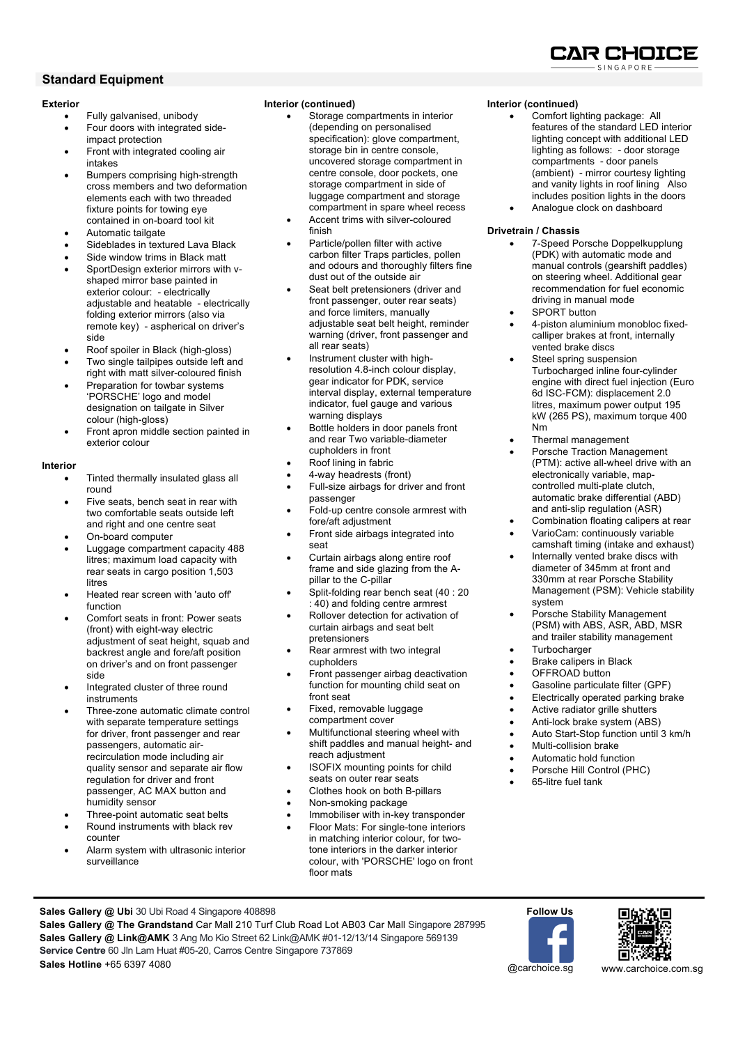## Standard Equipment

### Exterior

- Fully galvanised, unibody
- Four doors with integrated side-impact protection
- Front with integrated cooling air intakes
- Bumpers comprising high-strength cross members and two deformation elements each with two threaded fixture points for towing eye contained in on-board tool kit
- Automatic tailgate
- Sideblades in textured Lava Black
- Side window trims in Black matt
- SportDesign exterior mirrors with v-shaped mirror base painted in exterior colour: - electrically adjustable and heatable - electrically folding exterior mirrors (also via remote key) - aspherical on driver's side
- Roof spoiler in Black (high-gloss)
- Two single tailpipes outside left and right with matt silver-coloured finish
- Preparation for towbar systems 'PORSCHE' logo and model designation on tailgate in Silver colour (high-gloss)
- Front apron middle section painted in exterior colour

### Interior

- Tinted thermally insulated glass all round
- Five seats, bench seat in rear with two comfortable seats outside left and right and one centre seat
- On-board computer
- Luggage compartment capacity 488 litres; maximum load capacity with rear seats in cargo position 1,503 litres
- Heated rear screen with 'auto off' function
- Comfort seats in front: Power seats (front) with eight-way electric adjustment of seat height, squab and backrest angle and fore/aft position on driver's and on front passenger side
- Integrated cluster of three round instruments
- Three-zone automatic climate control with separate temperature settings for driver, front passenger and rear passengers, automatic air-recirculation mode including air quality sensor and separate air flow regulation for driver and front passenger, AC MAX button and humidity sensor
- Three-point automatic seat belts
- Round instruments with black rev counter
- Alarm system with ultrasonic interior surveillance

### Interior (continued)

- Storage compartments in interior (depending on personalised specification): glove compartment, storage bin in centre console, uncovered storage compartment in centre console, door pockets, one storage compartment in side of luggage compartment and storage compartment in spare wheel recess
- Accent trims with silver-coloured finish
- Particle/pollen filter with active carbon filter Traps particles, pollen and odours and thoroughly filters fine dust out of the outside air
- Seat belt pretensioners (driver and front passenger, outer rear seats) and force limiters, manually adjustable seat belt height, reminder warning (driver, front passenger and all rear seats)
- Instrument cluster with high-resolution 4.8-inch colour display, gear indicator for PDK, service interval display, external temperature indicator, fuel gauge and various warning displays
- Bottle holders in door panels front and rear Two variable-diameter cupholders in front
- Roof lining in fabric
- 4-way headrests (front)
- Full-size airbags for driver and front passenger
- Fold-up centre console armrest with fore/aft adjustment
- Front side airbags integrated into seat
- Curtain airbags along entire roof frame and side glazing from the A-pillar to the C-pillar
- Split-folding rear bench seat (40 : 20 : 40) and folding centre armrest
- Rollover detection for activation of curtain airbags and seat belt pretensioners
- Rear armrest with two integral cupholders
- Front passenger airbag deactivation function for mounting child seat on front seat
- Fixed, removable luggage compartment cover
- Multifunctional steering wheel with shift paddles and manual height- and reach adjustment
- ISOFIX mounting points for child seats on outer rear seats
- Clothes hook on both B-pillars
- Non-smoking package
- Immobiliser with in-key transponder
- Floor Mats: For single-tone interiors in matching interior colour, for two-tone interiors in the darker interior colour, with 'PORSCHE' logo on front floor mats

### Interior (continued)

- Comfort lighting package: All features of the standard LED interior lighting concept with additional LED lighting as follows: - door storage compartments - door panels (ambient) - mirror courtesy lighting and vanity lights in roof lining Also includes position lights in the doors
- Analogue clock on dashboard

### Drivetrain / Chassis

- 7-Speed Porsche Doppelkupplung (PDK) with automatic mode and manual controls (gearshift paddles) on steering wheel. Additional gear recommendation for fuel economic driving in manual mode
- SPORT button
- 4-piston aluminium monobloc fixed-calliper brakes at front, internally vented brake discs
- Steel spring suspension Turbocharged inline four-cylinder engine with direct fuel injection (Euro 6d ISC-FCM): displacement 2.0 litres, maximum power output 195 kW (265 PS), maximum torque 400 Nm
- Thermal management
- Porsche Traction Management (PTM): active all-wheel drive with an electronically variable, map-controlled multi-plate clutch, automatic brake differential (ABD) and anti-slip regulation (ASR)
- Combination floating calipers at rear
- VarioCam: continuously variable camshaft timing (intake and exhaust)
- Internally vented brake discs with diameter of 345mm at front and 330mm at rear Porsche Stability Management (PSM): Vehicle stability system
- Porsche Stability Management (PSM) with ABS, ASR, ABD, MSR and trailer stability management
- Turbocharger
- Brake calipers in Black
- OFFROAD button
- Gasoline particulate filter (GPF)
- Electrically operated parking brake
- Active radiator grille shutters
- Anti-lock brake system (ABS)
- Auto Start-Stop function until 3 km/h
- Multi-collision brake
- Automatic hold function
- Porsche Hill Control (PHC)
- 65-litre fuel tank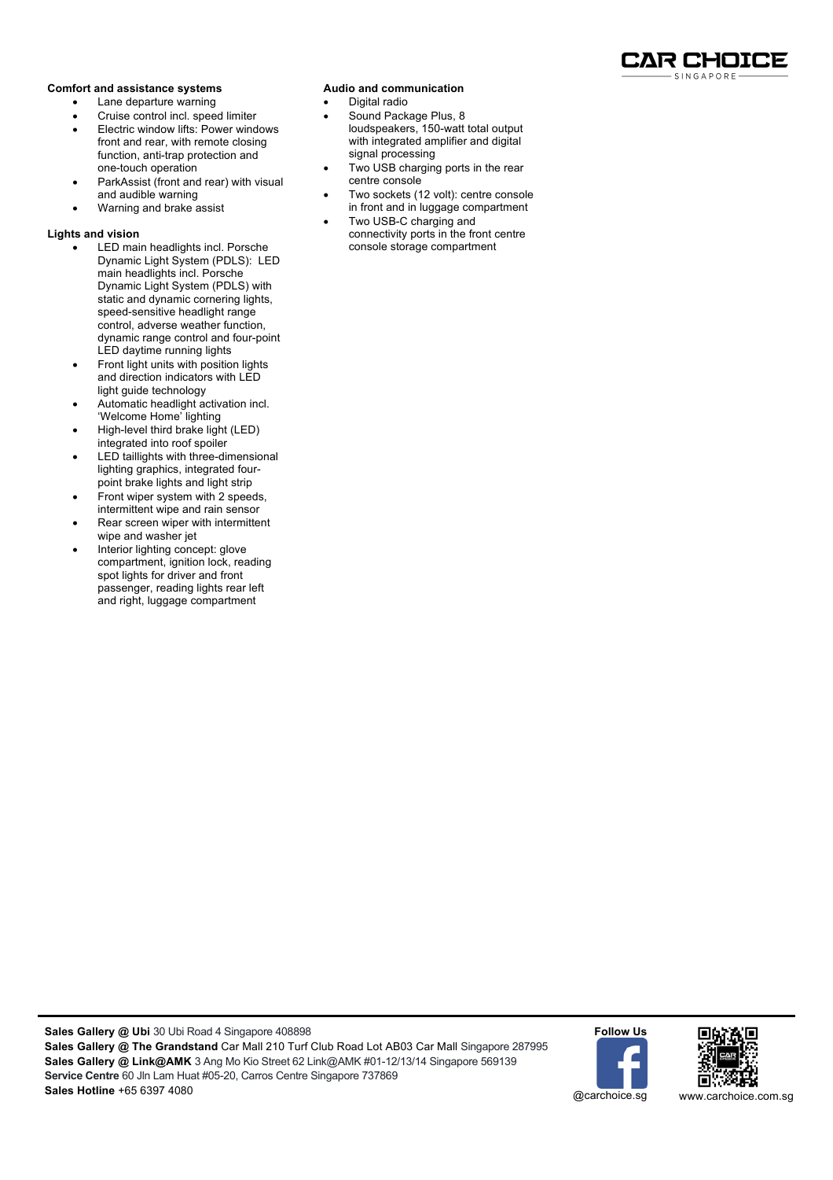**Comfort and assistance systems**

- Lane departure warning
- Cruise control incl. speed limiter
- Electric window lifts: Power windows front and rear, with remote closing function, anti-trap protection and one-touch operation
- ParkAssist (front and rear) with visual and audible warning
- Warning and brake assist

**Lights and vision**

- LED main headlights incl. Porsche Dynamic Light System (PDLS): LED main headlights incl. Porsche Dynamic Light System (PDLS) with static and dynamic cornering lights, speed-sensitive headlight range control, adverse weather function, dynamic range control and four-point LED daytime running lights
- Front light units with position lights and direction indicators with LED light guide technology
- Automatic headlight activation incl. 'Welcome Home' lighting
- High-level third brake light (LED) integrated into roof spoiler
- LED taillights with three-dimensional lighting graphics, integrated four-point brake lights and light strip
- Front wiper system with 2 speeds, intermittent wipe and rain sensor
- Rear screen wiper with intermittent wipe and washer jet
- Interior lighting concept: glove compartment, ignition lock, reading spot lights for driver and front passenger, reading lights rear left and right, luggage compartment

**Audio and communication**

- Digital radio
- Sound Package Plus, 8 loudspeakers, 150-watt total output with integrated amplifier and digital signal processing
- Two USB charging ports in the rear centre console
- Two sockets (12 volt): centre console in front and in luggage compartment
- Two USB-C charging and connectivity ports in the front centre console storage compartment

**Sales Gallery @ Ubi** 30 Ubi Road 4 Singapore 408898
**Sales Gallery @ The Grandstand** Car Mall 210 Turf Club Road Lot AB03 Car Mall Singapore 287995
**Sales Gallery @ Link@AMK** 3 Ang Mo Kio Street 62 Link@AMK #01-12/13/14 Singapore 569139
**Service Centre** 60 Jln Lam Huat #05-20, Carros Centre Singapore 737869
**Sales Hotline** +65 6397 4080

**Follow Us**
@carchoice.sg
www.carchoice.com.sg